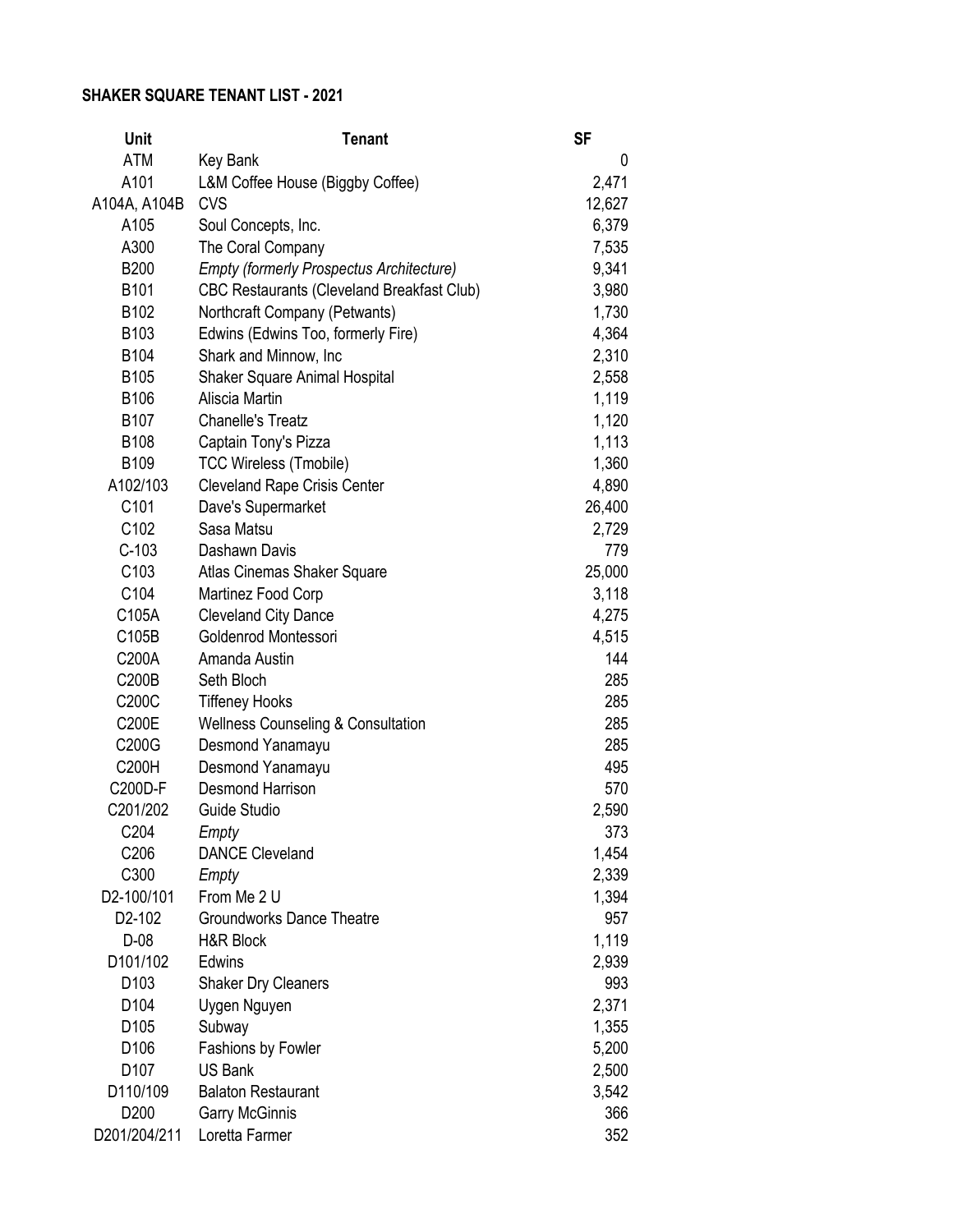**SHAKER SQUARE TENANT LIST - 2021**

| Unit | Tenant | SF |
|---|---|---|
| ATM | Key Bank | 0 |
| A101 | L&M Coffee House (Biggby Coffee) | 2,471 |
| A104A, A104B | CVS | 12,627 |
| A105 | Soul Concepts, Inc. | 6,379 |
| A300 | The Coral Company | 7,535 |
| B200 | *Empty (formerly Prospectus Architecture)* | 9,341 |
| B101 | CBC Restaurants (Cleveland Breakfast Club) | 3,980 |
| B102 | Northcraft Company (Petwants) | 1,730 |
| B103 | Edwins (Edwins Too, formerly Fire) | 4,364 |
| B104 | Shark and Minnow, Inc | 2,310 |
| B105 | Shaker Square Animal Hospital | 2,558 |
| B106 | Aliscia Martin | 1,119 |
| B107 | Chanelle's Treatz | 1,120 |
| B108 | Captain Tony's Pizza | 1,113 |
| B109 | TCC Wireless (Tmobile) | 1,360 |
| A102/103 | Cleveland Rape Crisis Center | 4,890 |
| C101 | Dave's Supermarket | 26,400 |
| C102 | Sasa Matsu | 2,729 |
| C-103 | Dashawn Davis | 779 |
| C103 | Atlas Cinemas Shaker Square | 25,000 |
| C104 | Martinez Food Corp | 3,118 |
| C105A | Cleveland City Dance | 4,275 |
| C105B | Goldenrod Montessori | 4,515 |
| C200A | Amanda Austin | 144 |
| C200B | Seth Bloch | 285 |
| C200C | Tiffeney Hooks | 285 |
| C200E | Wellness Counseling & Consultation | 285 |
| C200G | Desmond Yanamayu | 285 |
| C200H | Desmond Yanamayu | 495 |
| C200D-F | Desmond Harrison | 570 |
| C201/202 | Guide Studio | 2,590 |
| C204 | *Empty* | 373 |
| C206 | DANCE Cleveland | 1,454 |
| C300 | *Empty* | 2,339 |
| D2-100/101 | From Me 2 U | 1,394 |
| D2-102 | Groundworks Dance Theatre | 957 |
| D-08 | H&R Block | 1,119 |
| D101/102 | Edwins | 2,939 |
| D103 | Shaker Dry Cleaners | 993 |
| D104 | Uygen Nguyen | 2,371 |
| D105 | Subway | 1,355 |
| D106 | Fashions by Fowler | 5,200 |
| D107 | US Bank | 2,500 |
| D110/109 | Balaton Restaurant | 3,542 |
| D200 | Garry McGinnis | 366 |
| D201/204/211 | Loretta Farmer | 352 |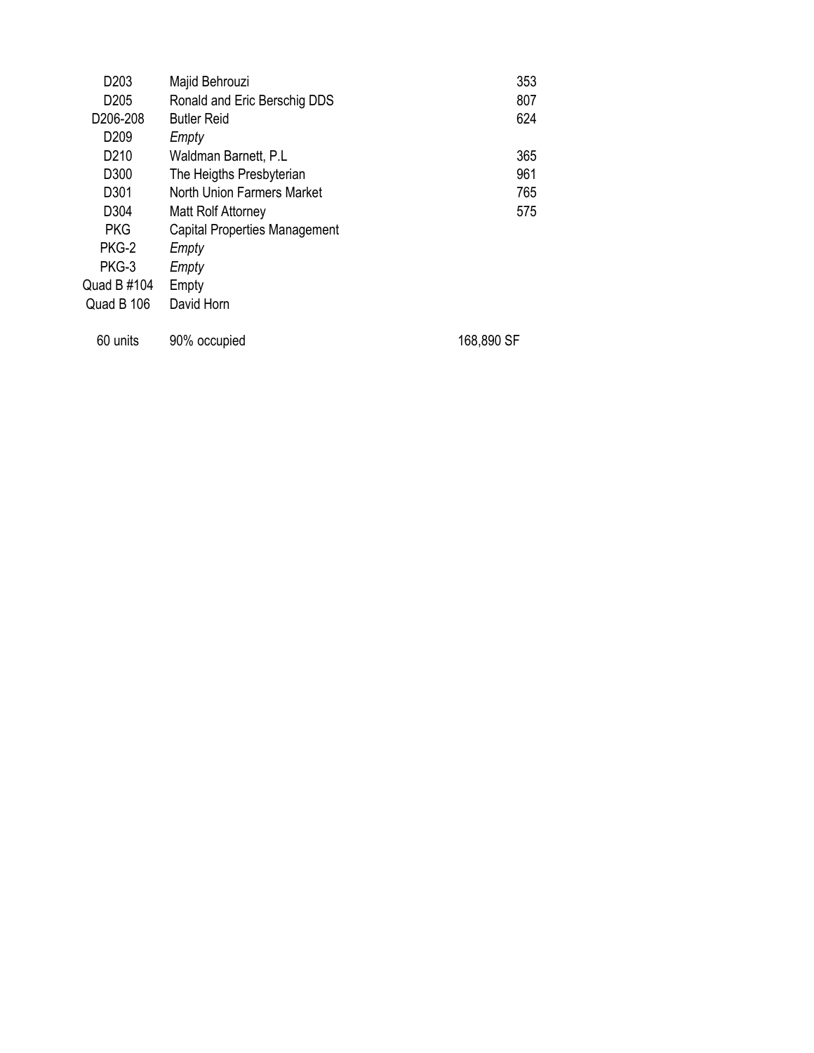| | | |
|---|---|---|
| D203 | Majid Behrouzi | 353 |
| D205 | Ronald and Eric Berschig DDS | 807 |
| D206-208 | Butler Reid | 624 |
| D209 | *Empty* | |
| D210 | Waldman Barnett, P.L | 365 |
| D300 | The Heigths Presbyterian | 961 |
| D301 | North Union Farmers Market | 765 |
| D304 | Matt Rolf Attorney | 575 |
| PKG | Capital Properties Management | |
| PKG-2 | *Empty* | |
| PKG-3 | *Empty* | |
| Quad B #104 | Empty | |
| Quad B 106 | David Horn | |
| 60 units | 90% occupied | 168,890 SF |